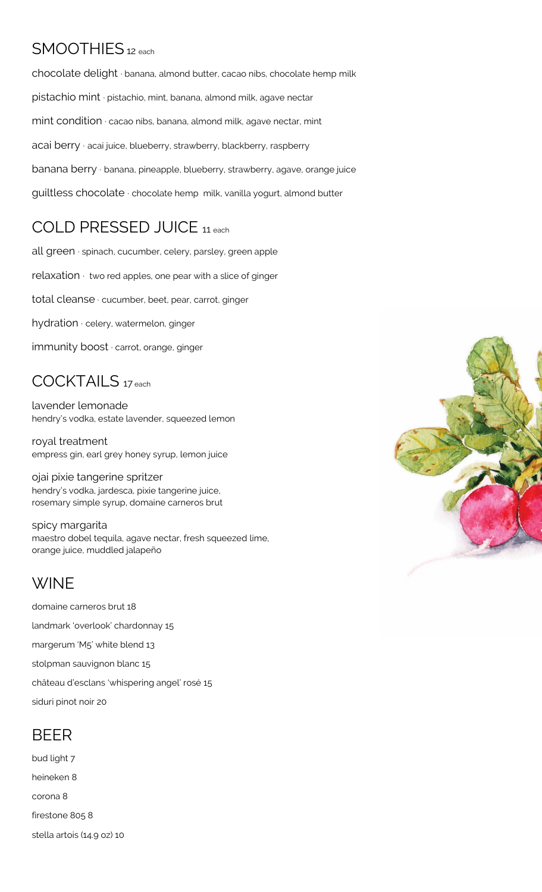## SMOOTHIES 12 each

chocolate delight · banana, almond butter, cacao nibs, chocolate hemp milk

pistachio mint · pistachio, mint, banana, almond milk, agave nectar

mint condition · cacao nibs, banana, almond milk, agave nectar, mint

acai berry · acai juice, blueberry, strawberry, blackberry, raspberry

banana berry · banana, pineapple, blueberry, strawberry, agave, orange juice

guiltless chocolate · chocolate hemp milk, vanilla yogurt, almond butter

## COLD PRESSED JUICE 11 each

all green · spinach, cucumber, celery, parsley, green apple

relaxation · two red apples, one pear with a slice of ginger

total cleanse · cucumber, beet, pear, carrot, ginger

hydration · celery, watermelon, ginger

immunity boost · carrot, orange, ginger

## COCKTAILS 17 each

lavender lemonade
hendry's vodka, estate lavender, squeezed lemon

royal treatment
empress gin, earl grey honey syrup, lemon juice

ojai pixie tangerine spritzer
hendry's vodka, jardesca, pixie tangerine juice, rosemary simple syrup, domaine carneros brut

spicy margarita
maestro dobel tequila, agave nectar, fresh squeezed lime, orange juice, muddled jalapeño

## WINE

domaine carneros brut 18

landmark 'overlook' chardonnay 15

margerum 'M5' white blend 13

stolpman sauvignon blanc 15

château d'esclans 'whispering angel' rosé 15

siduri pinot noir 20

## BEER

bud light 7

heineken 8

corona 8

firestone 805 8

stella artois (14.9 oz) 10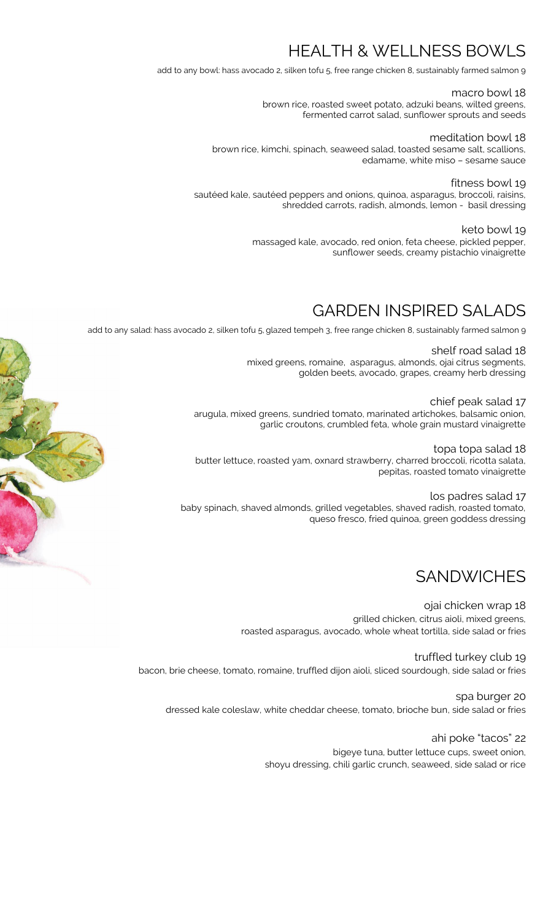# HEALTH & WELLNESS BOWLS

add to any bowl: hass avocado 2, silken tofu 5, free range chicken 8, sustainably farmed salmon 9

### macro bowl 18

brown rice, roasted sweet potato, adzuki beans, wilted greens, fermented carrot salad, sunflower sprouts and seeds

### meditation bowl 18

brown rice, kimchi, spinach, seaweed salad, toasted sesame salt, scallions, edamame, white miso – sesame sauce

### fitness bowl 19

sautéed kale, sautéed peppers and onions, quinoa, asparagus, broccoli, raisins, shredded carrots, radish, almonds, lemon - basil dressing

### keto bowl 19

massaged kale, avocado, red onion, feta cheese, pickled pepper, sunflower seeds, creamy pistachio vinaigrette

# GARDEN INSPIRED SALADS

add to any salad: hass avocado 2, silken tofu 5, glazed tempeh 3, free range chicken 8, sustainably farmed salmon 9

### shelf road salad 18

mixed greens, romaine, asparagus, almonds, ojai citrus segments, golden beets, avocado, grapes, creamy herb dressing

### chief peak salad 17

arugula, mixed greens, sundried tomato, marinated artichokes, balsamic onion, garlic croutons, crumbled feta, whole grain mustard vinaigrette

### topa topa salad 18

butter lettuce, roasted yam, oxnard strawberry, charred broccoli, ricotta salata, pepitas, roasted tomato vinaigrette

### los padres salad 17

baby spinach, shaved almonds, grilled vegetables, shaved radish, roasted tomato, queso fresco, fried quinoa, green goddess dressing

# SANDWICHES

### ojai chicken wrap 18

grilled chicken, citrus aioli, mixed greens, roasted asparagus, avocado, whole wheat tortilla, side salad or fries

### truffled turkey club 19

bacon, brie cheese, tomato, romaine, truffled dijon aioli, sliced sourdough, side salad or fries

### spa burger 20

dressed kale coleslaw, white cheddar cheese, tomato, brioche bun, side salad or fries

### ahi poke "tacos" 22

bigeye tuna, butter lettuce cups, sweet onion, shoyu dressing, chili garlic crunch, seaweed, side salad or rice